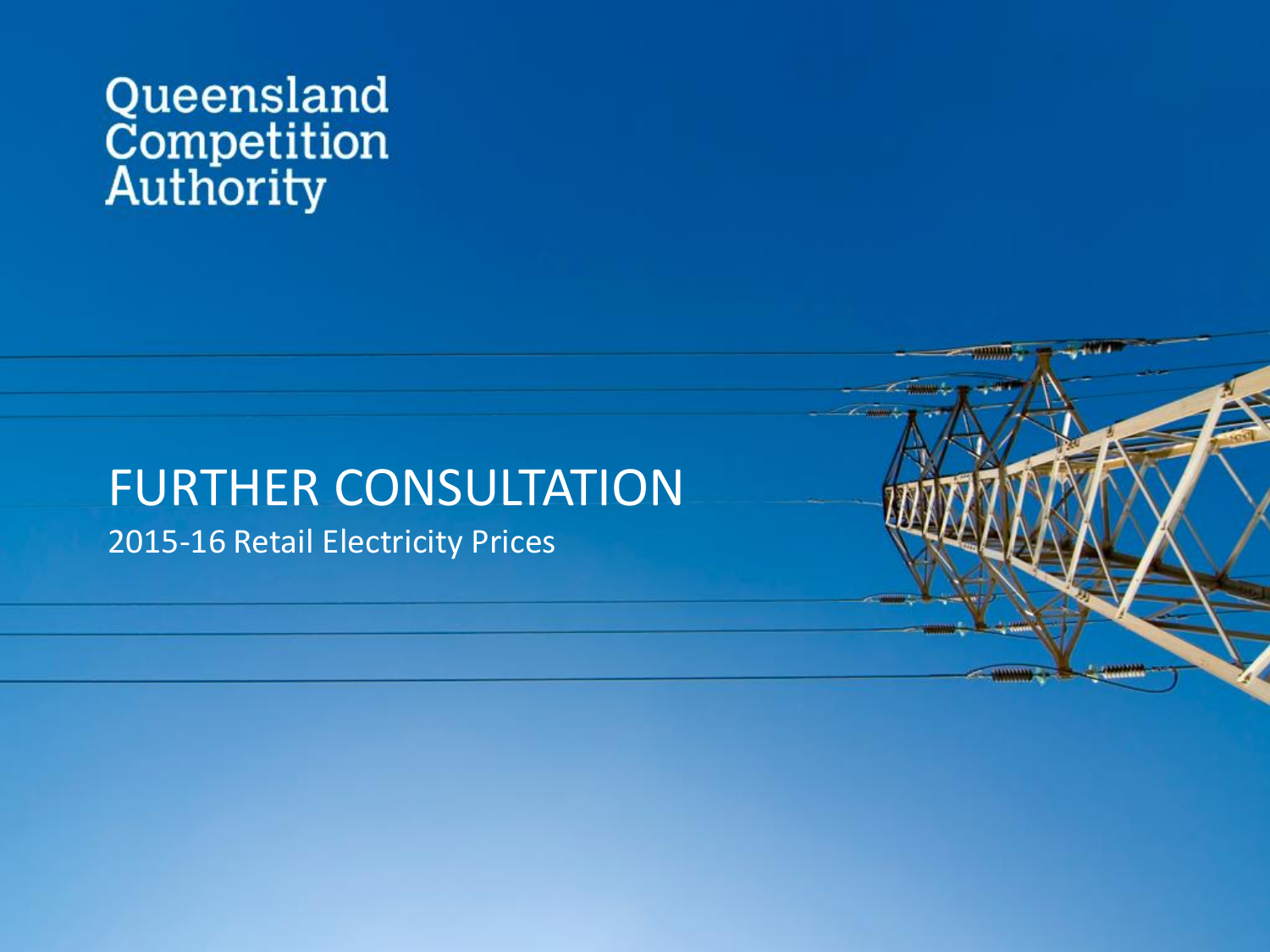Queensland Competition Authority

# FURTHER CONSULTATION

2015-16 Retail Electricity Prices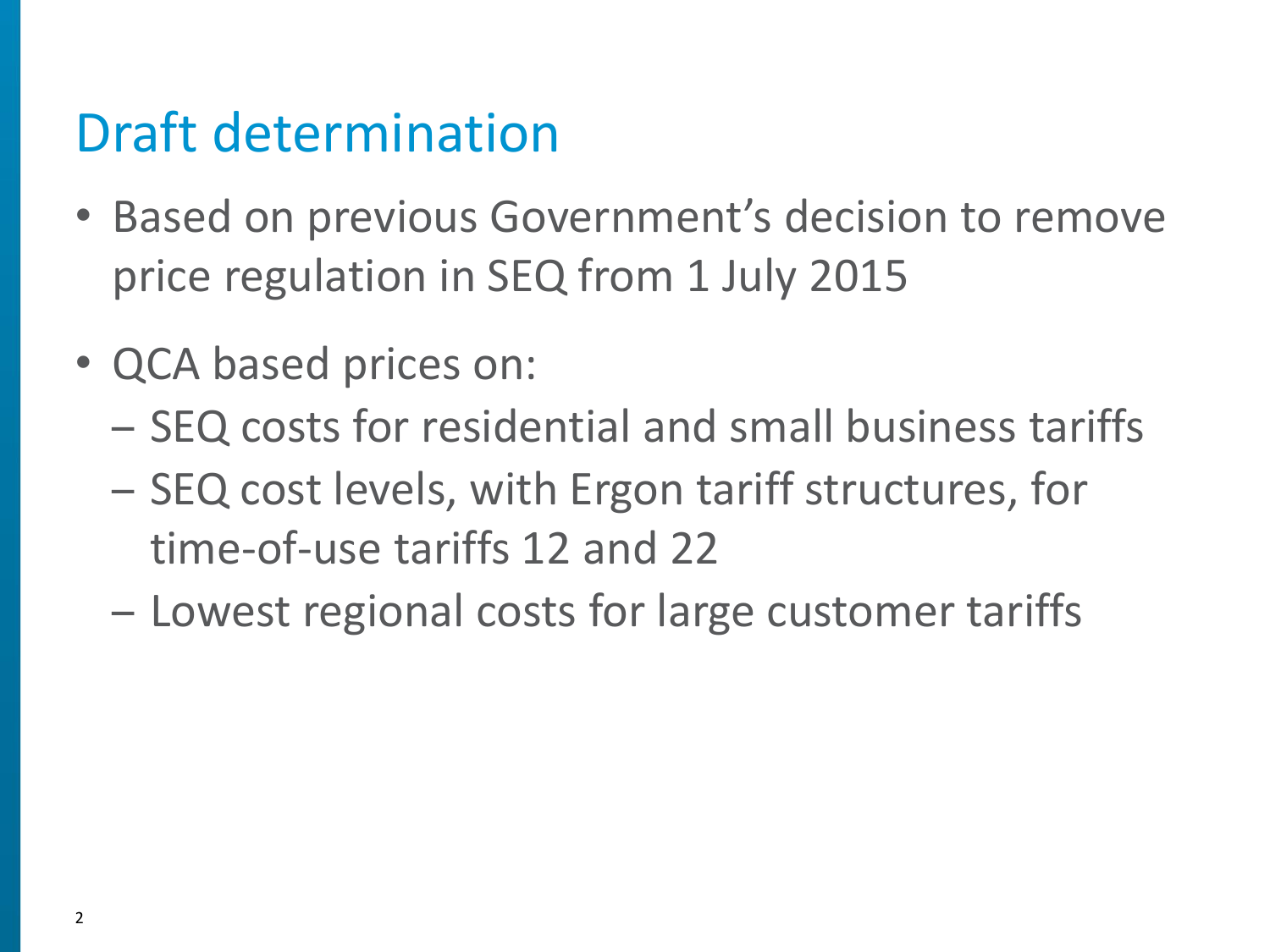# Draft determination

- Based on previous Government's decision to remove price regulation in SEQ from 1 July 2015
- QCA based prices on:
  - SEQ costs for residential and small business tariffs
  - SEQ cost levels, with Ergon tariff structures, for time-of-use tariffs 12 and 22
  - Lowest regional costs for large customer tariffs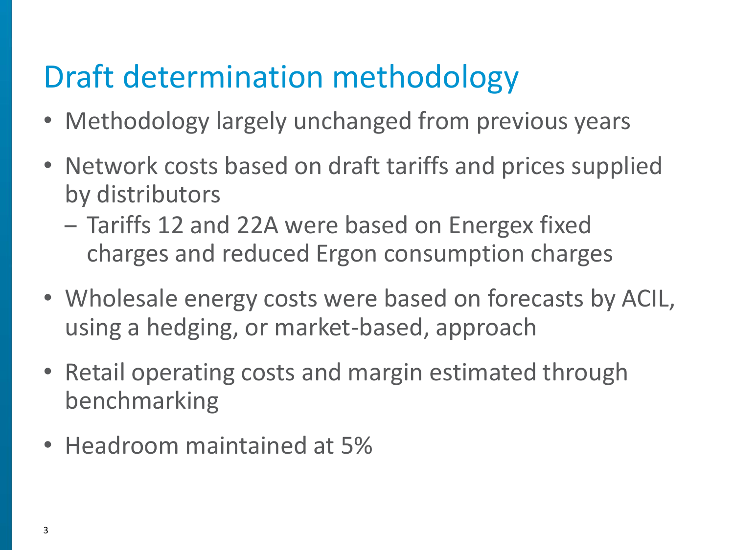# Draft determination methodology

- Methodology largely unchanged from previous years
- Network costs based on draft tariffs and prices supplied by distributors
  - Tariffs 12 and 22A were based on Energex fixed charges and reduced Ergon consumption charges
- Wholesale energy costs were based on forecasts by ACIL, using a hedging, or market-based, approach
- Retail operating costs and margin estimated through benchmarking
- Headroom maintained at 5%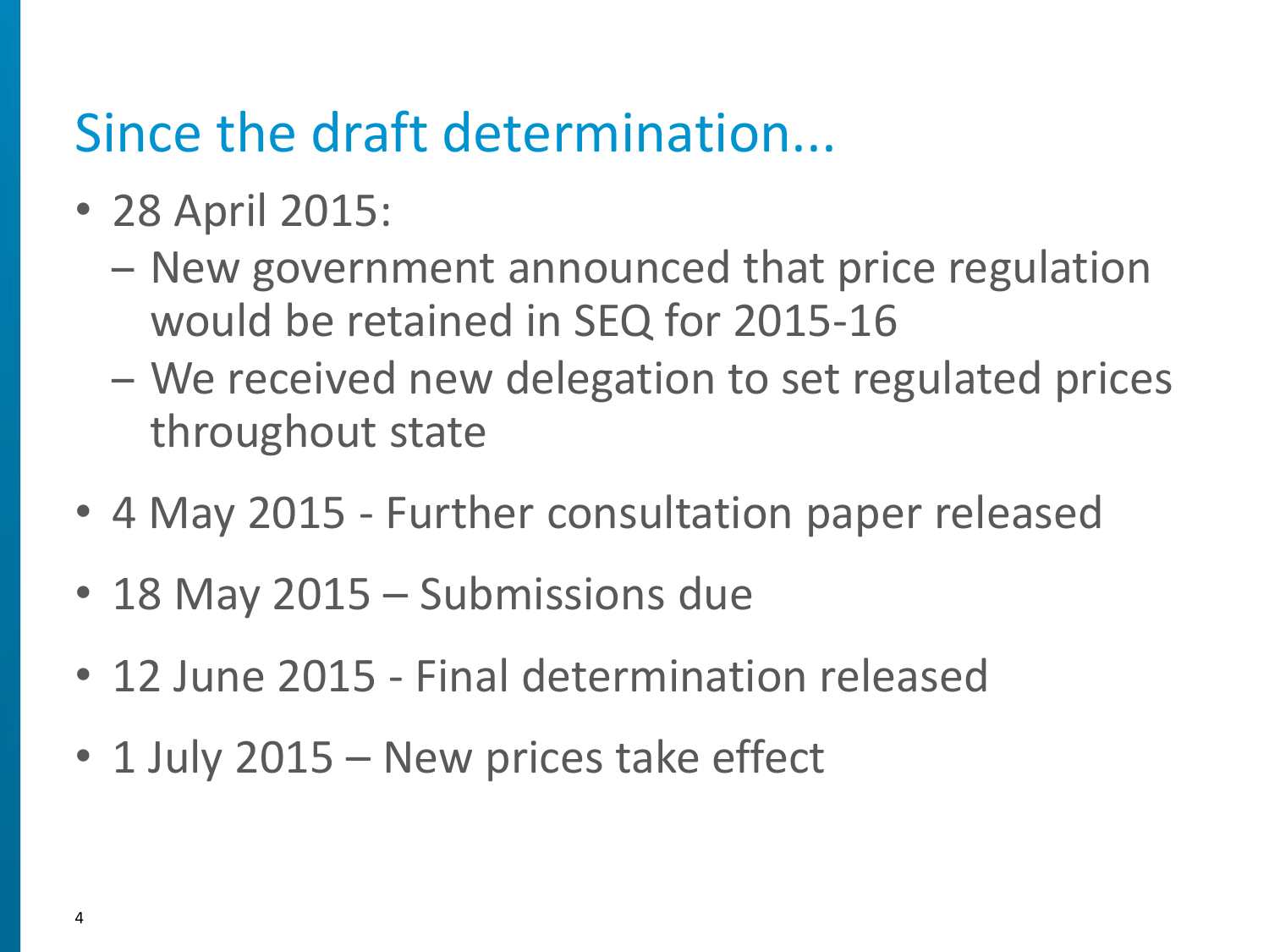# Since the draft determination...

- 28 April 2015:
  - New government announced that price regulation would be retained in SEQ for 2015-16
  - We received new delegation to set regulated prices throughout state
- 4 May 2015 - Further consultation paper released
- 18 May 2015 – Submissions due
- 12 June 2015 - Final determination released
- 1 July 2015 – New prices take effect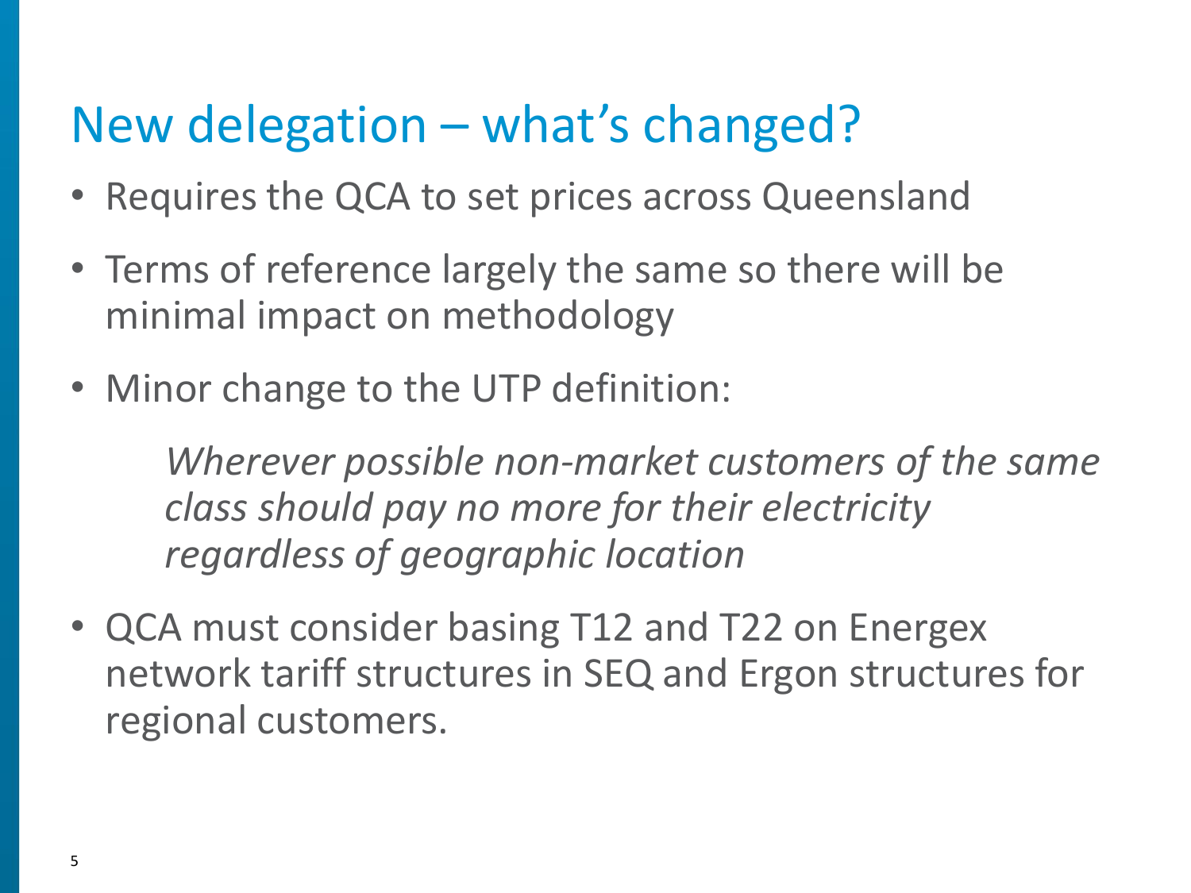# New delegation – what's changed?

- Requires the QCA to set prices across Queensland
- Terms of reference largely the same so there will be minimal impact on methodology
- Minor change to the UTP definition:

  *Wherever possible non-market customers of the same class should pay no more for their electricity regardless of geographic location*

- QCA must consider basing T12 and T22 on Energex network tariff structures in SEQ and Ergon structures for regional customers.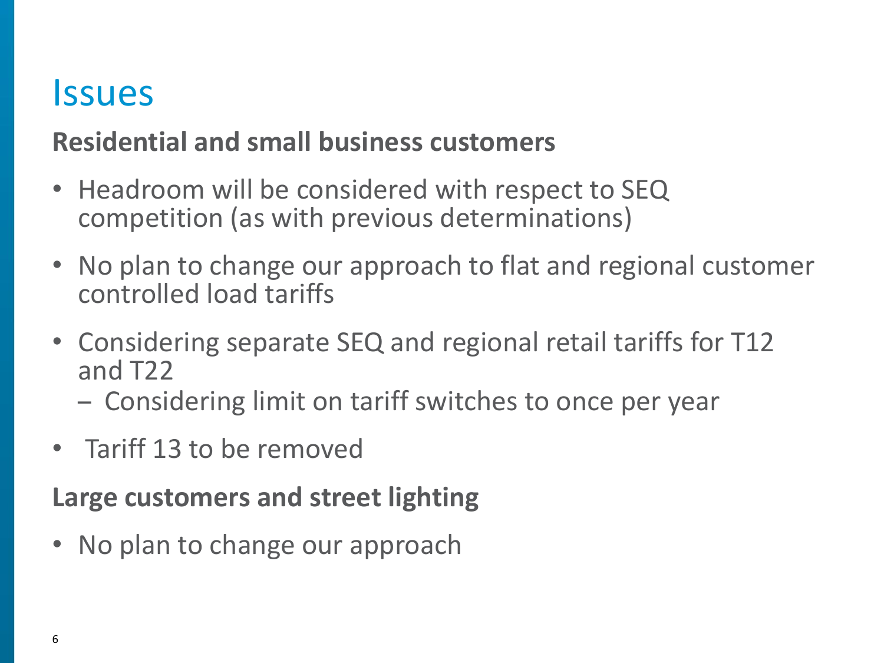# Issues

## Residential and small business customers

- Headroom will be considered with respect to SEQ competition (as with previous determinations)
- No plan to change our approach to flat and regional customer controlled load tariffs
- Considering separate SEQ and regional retail tariffs for T12 and T22
  - Considering limit on tariff switches to once per year
- Tariff 13 to be removed

## Large customers and street lighting

- No plan to change our approach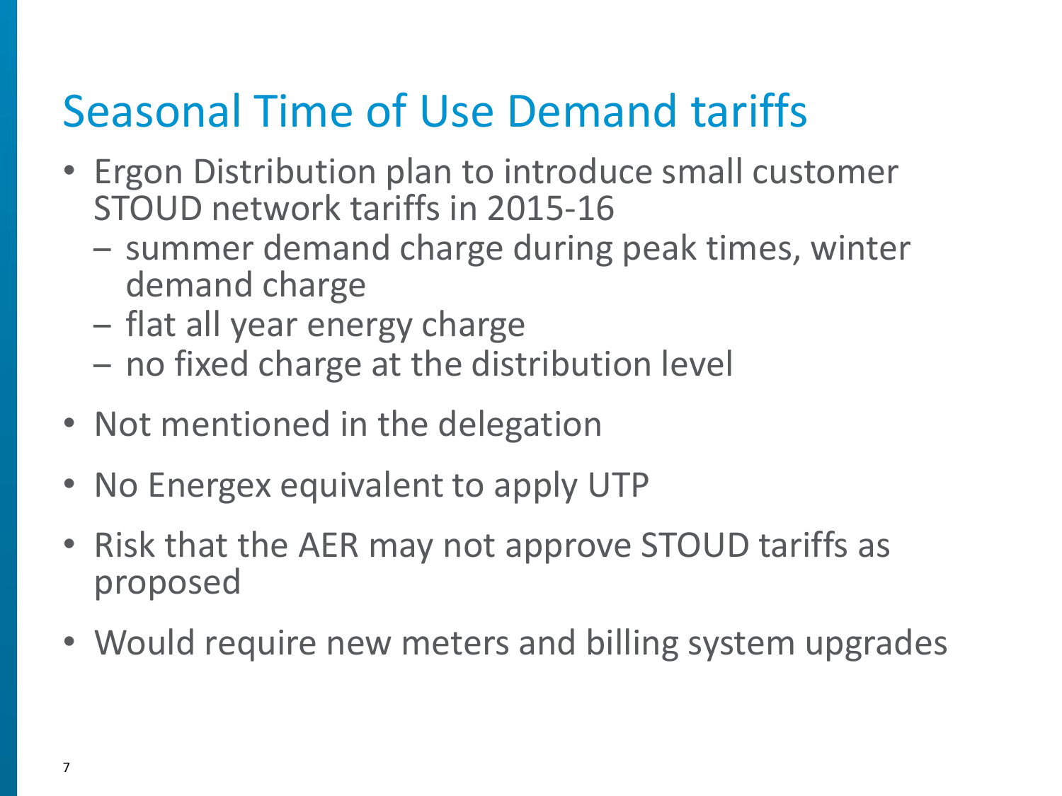# Seasonal Time of Use Demand tariffs

- Ergon Distribution plan to introduce small customer STOUD network tariffs in 2015-16
  - summer demand charge during peak times, winter demand charge
  - flat all year energy charge
  - no fixed charge at the distribution level
- Not mentioned in the delegation
- No Energex equivalent to apply UTP
- Risk that the AER may not approve STOUD tariffs as proposed
- Would require new meters and billing system upgrades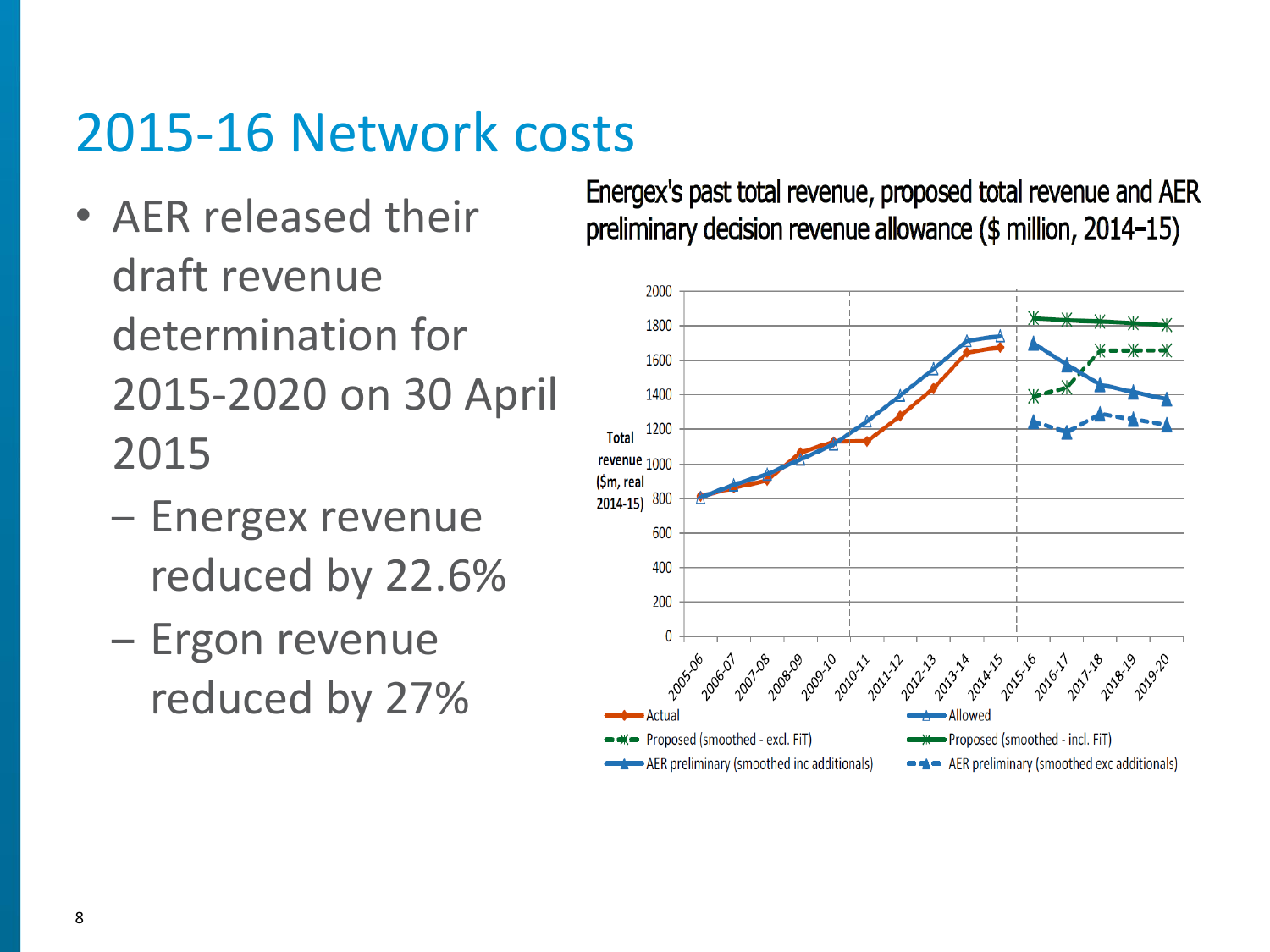# 2015-16 Network costs

- AER released their draft revenue determination for 2015-2020 on 30 April 2015
  - Energex revenue reduced by 22.6%
  - Ergon revenue reduced by 27%

Energex's past total revenue, proposed total revenue and AER preliminary decision revenue allowance ($ million, 2014–15)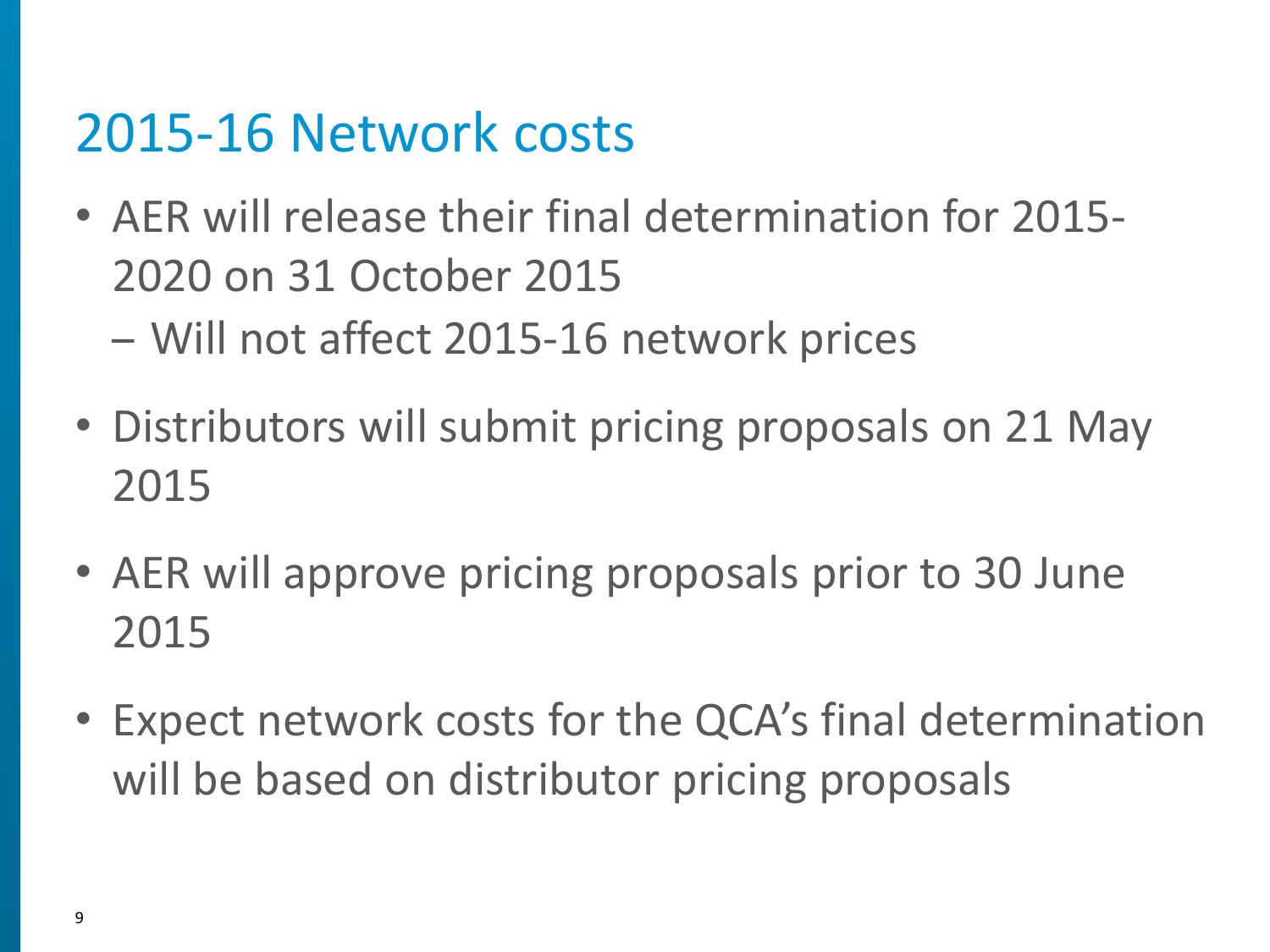# 2015-16 Network costs

- AER will release their final determination for 2015-2020 on 31 October 2015
  - Will not affect 2015-16 network prices
- Distributors will submit pricing proposals on 21 May 2015
- AER will approve pricing proposals prior to 30 June 2015
- Expect network costs for the QCA's final determination will be based on distributor pricing proposals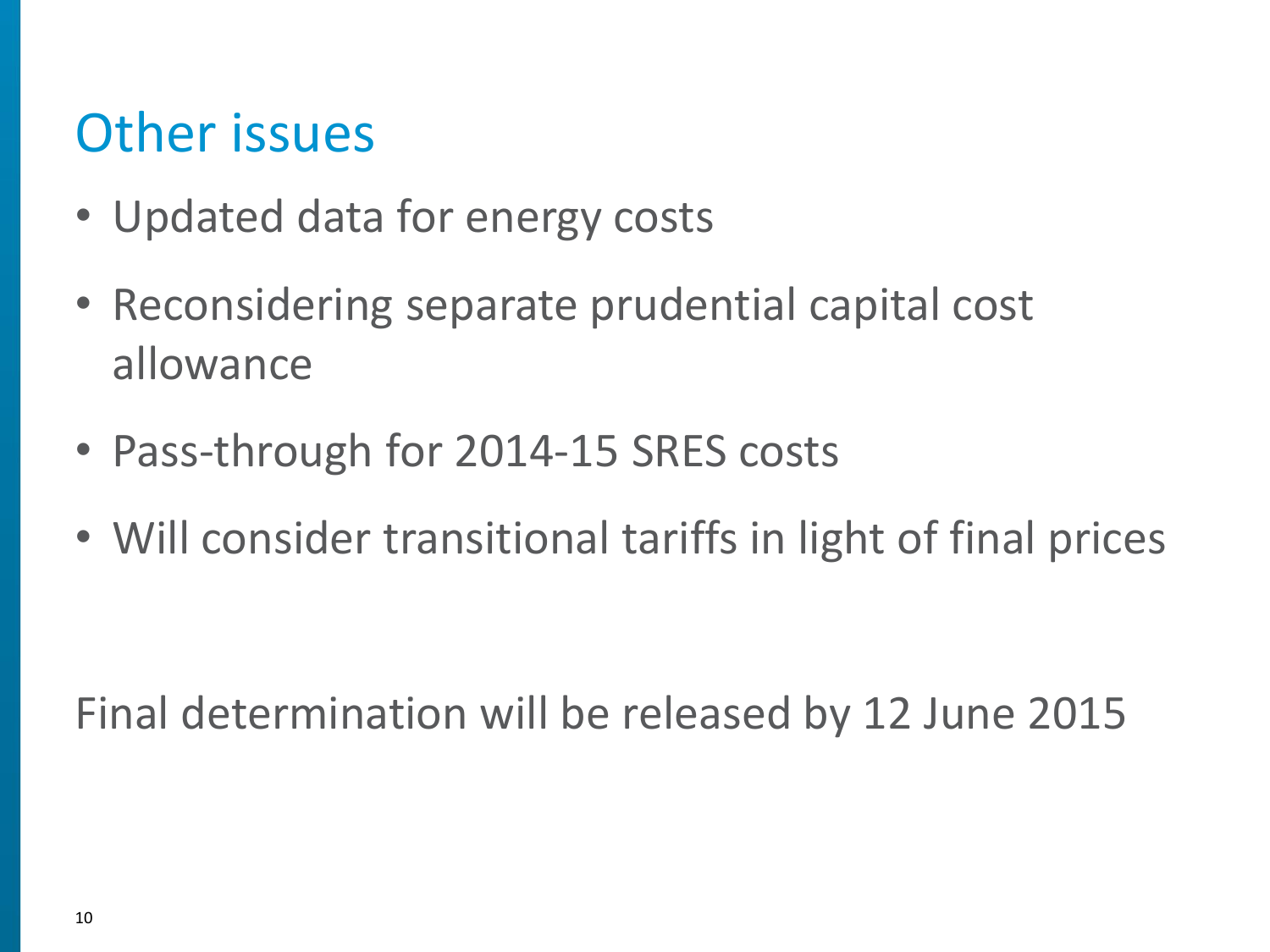# Other issues

- Updated data for energy costs
- Reconsidering separate prudential capital cost allowance
- Pass-through for 2014-15 SRES costs
- Will consider transitional tariffs in light of final prices

Final determination will be released by 12 June 2015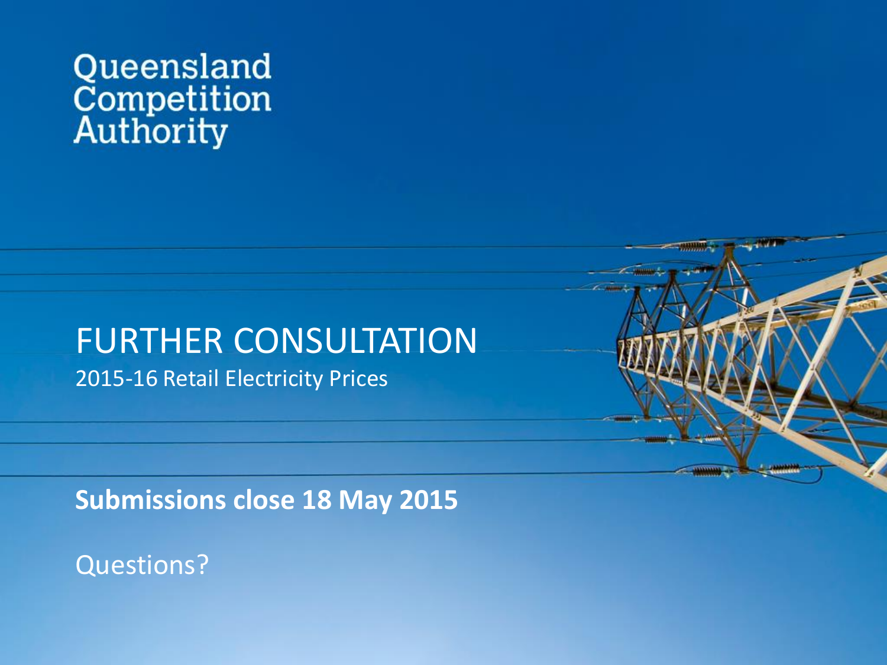Queensland Competition Authority

# FURTHER CONSULTATION

2015-16 Retail Electricity Prices

**Submissions close 18 May 2015**

Questions?